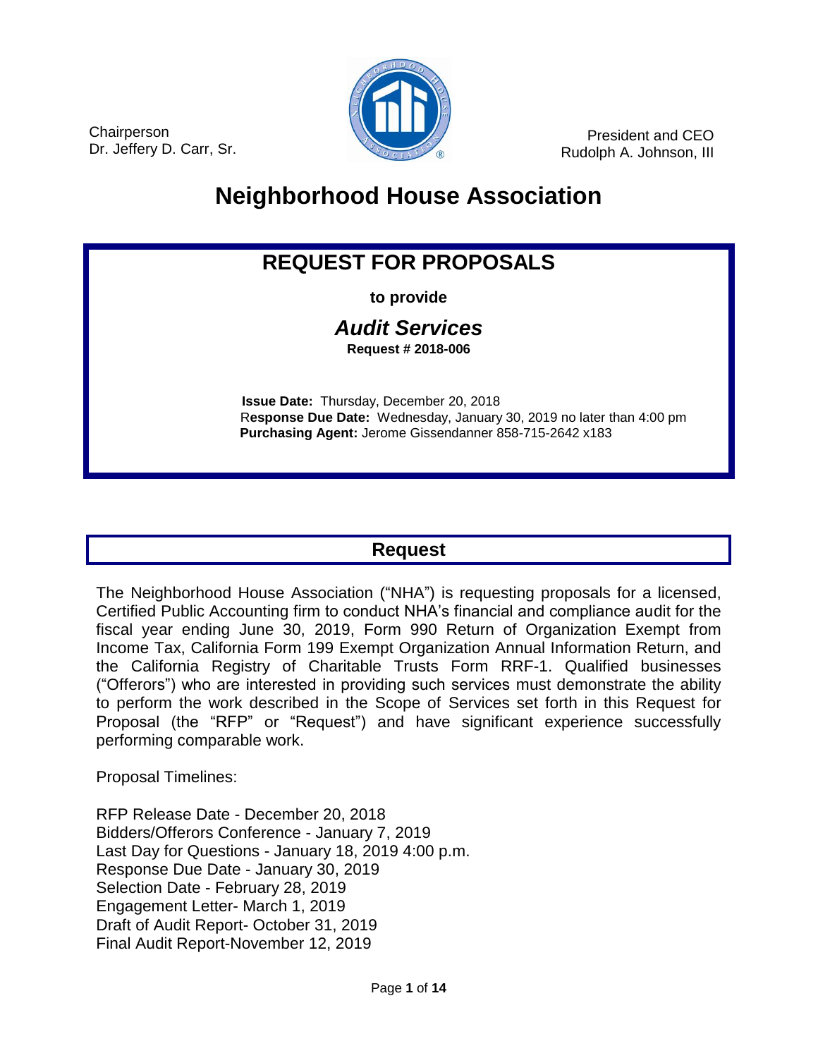Chairperson
Dr. Jeffery D. Carr, Sr.

President and CEO
Rudolph A. Johnson, III

# Neighborhood House Association

## REQUEST FOR PROPOSALS

**to provide**

***Audit Services***

**Request # 2018-006**

**Issue Date:** Thursday, December 20, 2018
**Response Due Date:** Wednesday, January 30, 2019 no later than 4:00 pm
**Purchasing Agent:** Jerome Gissendanner 858-715-2642 x183

## Request

The Neighborhood House Association ("NHA") is requesting proposals for a licensed, Certified Public Accounting firm to conduct NHA's financial and compliance audit for the fiscal year ending June 30, 2019, Form 990 Return of Organization Exempt from Income Tax, California Form 199 Exempt Organization Annual Information Return, and the California Registry of Charitable Trusts Form RRF-1. Qualified businesses ("Offerors") who are interested in providing such services must demonstrate the ability to perform the work described in the Scope of Services set forth in this Request for Proposal (the "RFP" or "Request") and have significant experience successfully performing comparable work.

Proposal Timelines:

RFP Release Date - December 20, 2018
Bidders/Offerors Conference - January 7, 2019
Last Day for Questions - January 18, 2019 4:00 p.m.
Response Due Date - January 30, 2019
Selection Date - February 28, 2019
Engagement Letter- March 1, 2019
Draft of Audit Report- October 31, 2019
Final Audit Report-November 12, 2019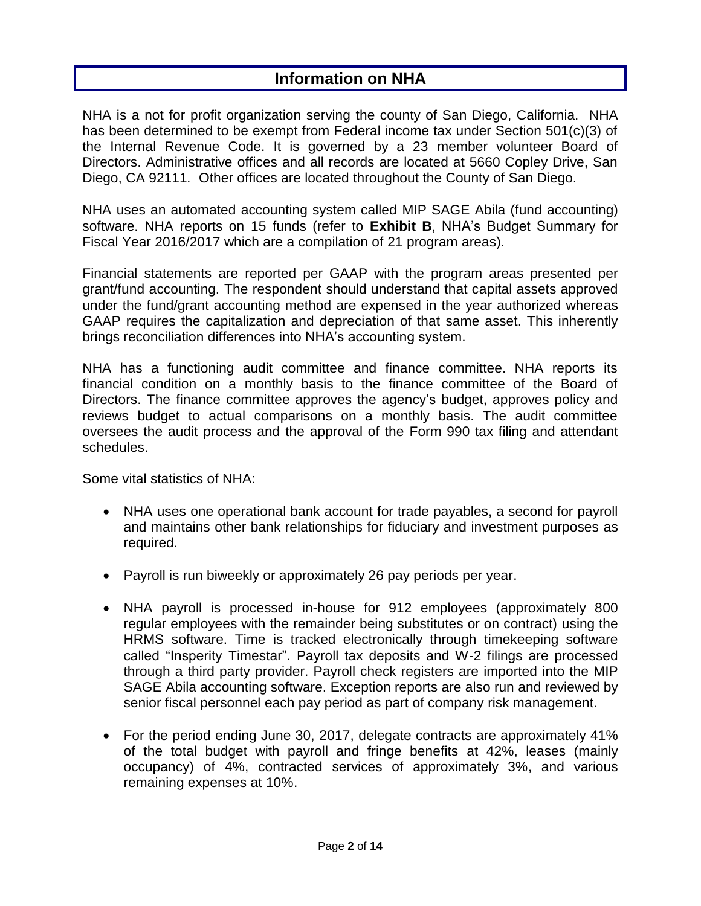# Information on NHA

NHA is a not for profit organization serving the county of San Diego, California. NHA has been determined to be exempt from Federal income tax under Section 501(c)(3) of the Internal Revenue Code. It is governed by a 23 member volunteer Board of Directors. Administrative offices and all records are located at 5660 Copley Drive, San Diego, CA 92111. Other offices are located throughout the County of San Diego.

NHA uses an automated accounting system called MIP SAGE Abila (fund accounting) software. NHA reports on 15 funds (refer to **Exhibit B**, NHA's Budget Summary for Fiscal Year 2016/2017 which are a compilation of 21 program areas).

Financial statements are reported per GAAP with the program areas presented per grant/fund accounting. The respondent should understand that capital assets approved under the fund/grant accounting method are expensed in the year authorized whereas GAAP requires the capitalization and depreciation of that same asset. This inherently brings reconciliation differences into NHA's accounting system.

NHA has a functioning audit committee and finance committee. NHA reports its financial condition on a monthly basis to the finance committee of the Board of Directors. The finance committee approves the agency's budget, approves policy and reviews budget to actual comparisons on a monthly basis. The audit committee oversees the audit process and the approval of the Form 990 tax filing and attendant schedules.

Some vital statistics of NHA:

- NHA uses one operational bank account for trade payables, a second for payroll and maintains other bank relationships for fiduciary and investment purposes as required.
- Payroll is run biweekly or approximately 26 pay periods per year.
- NHA payroll is processed in-house for 912 employees (approximately 800 regular employees with the remainder being substitutes or on contract) using the HRMS software. Time is tracked electronically through timekeeping software called "Insperity Timestar". Payroll tax deposits and W-2 filings are processed through a third party provider. Payroll check registers are imported into the MIP SAGE Abila accounting software. Exception reports are also run and reviewed by senior fiscal personnel each pay period as part of company risk management.
- For the period ending June 30, 2017, delegate contracts are approximately 41% of the total budget with payroll and fringe benefits at 42%, leases (mainly occupancy) of 4%, contracted services of approximately 3%, and various remaining expenses at 10%.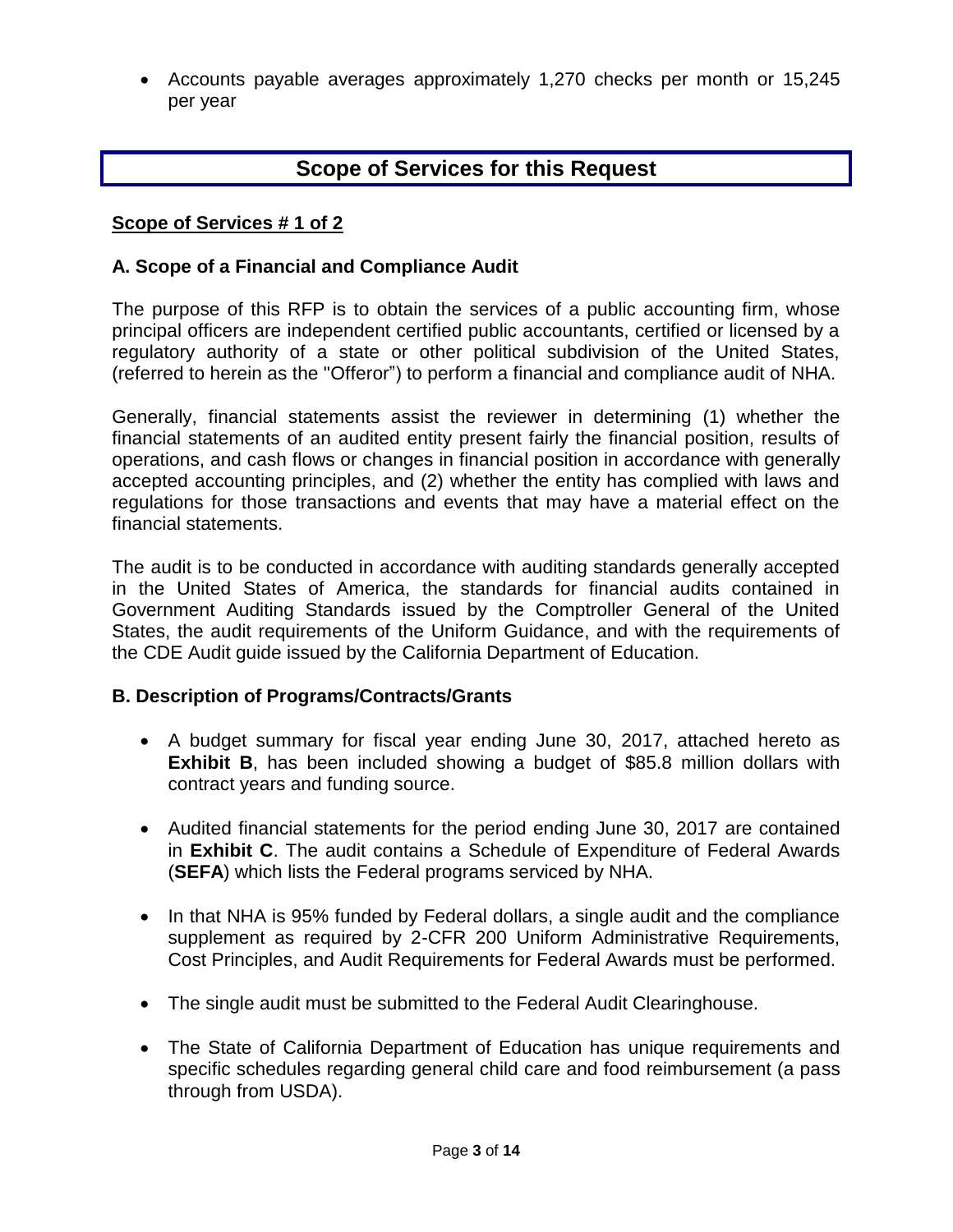- Accounts payable averages approximately 1,270 checks per month or 15,245 per year

## Scope of Services for this Request

**Scope of Services # 1 of 2**

### A. Scope of a Financial and Compliance Audit

The purpose of this RFP is to obtain the services of a public accounting firm, whose principal officers are independent certified public accountants, certified or licensed by a regulatory authority of a state or other political subdivision of the United States, (referred to herein as the "Offeror") to perform a financial and compliance audit of NHA.

Generally, financial statements assist the reviewer in determining (1) whether the financial statements of an audited entity present fairly the financial position, results of operations, and cash flows or changes in financial position in accordance with generally accepted accounting principles, and (2) whether the entity has complied with laws and regulations for those transactions and events that may have a material effect on the financial statements.

The audit is to be conducted in accordance with auditing standards generally accepted in the United States of America, the standards for financial audits contained in Government Auditing Standards issued by the Comptroller General of the United States, the audit requirements of the Uniform Guidance, and with the requirements of the CDE Audit guide issued by the California Department of Education.

### B. Description of Programs/Contracts/Grants

- A budget summary for fiscal year ending June 30, 2017, attached hereto as **Exhibit B**, has been included showing a budget of $85.8 million dollars with contract years and funding source.
- Audited financial statements for the period ending June 30, 2017 are contained in **Exhibit C**. The audit contains a Schedule of Expenditure of Federal Awards (**SEFA**) which lists the Federal programs serviced by NHA.
- In that NHA is 95% funded by Federal dollars, a single audit and the compliance supplement as required by 2-CFR 200 Uniform Administrative Requirements, Cost Principles, and Audit Requirements for Federal Awards must be performed.
- The single audit must be submitted to the Federal Audit Clearinghouse.
- The State of California Department of Education has unique requirements and specific schedules regarding general child care and food reimbursement (a pass through from USDA).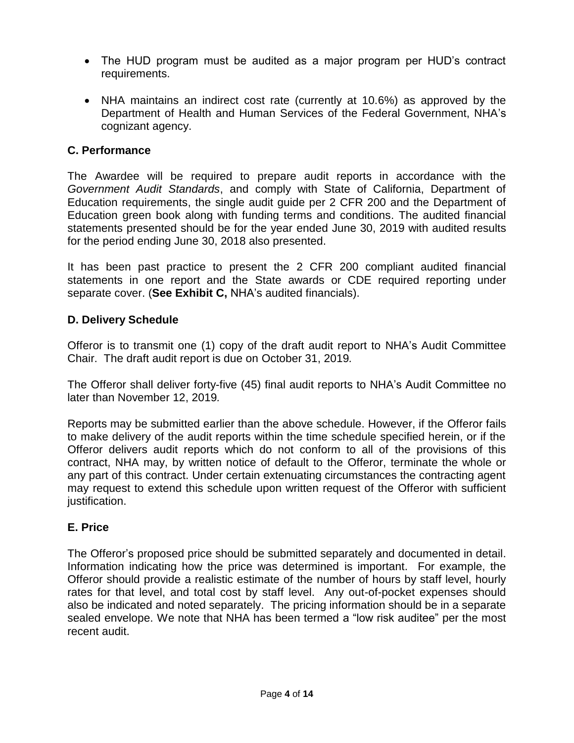- The HUD program must be audited as a major program per HUD's contract requirements.
- NHA maintains an indirect cost rate (currently at 10.6%) as approved by the Department of Health and Human Services of the Federal Government, NHA's cognizant agency.

### C. Performance

The Awardee will be required to prepare audit reports in accordance with the *Government Audit Standards*, and comply with State of California, Department of Education requirements, the single audit guide per 2 CFR 200 and the Department of Education green book along with funding terms and conditions. The audited financial statements presented should be for the year ended June 30, 2019 with audited results for the period ending June 30, 2018 also presented.

It has been past practice to present the 2 CFR 200 compliant audited financial statements in one report and the State awards or CDE required reporting under separate cover. (**See Exhibit C,** NHA's audited financials).

### D. Delivery Schedule

Offeror is to transmit one (1) copy of the draft audit report to NHA's Audit Committee Chair. The draft audit report is due on October 31, 2019*.*

The Offeror shall deliver forty-five (45) final audit reports to NHA's Audit Committee no later than November 12, 2019*.*

Reports may be submitted earlier than the above schedule. However, if the Offeror fails to make delivery of the audit reports within the time schedule specified herein, or if the Offeror delivers audit reports which do not conform to all of the provisions of this contract, NHA may, by written notice of default to the Offeror, terminate the whole or any part of this contract. Under certain extenuating circumstances the contracting agent may request to extend this schedule upon written request of the Offeror with sufficient justification.

### E. Price

The Offeror's proposed price should be submitted separately and documented in detail. Information indicating how the price was determined is important. For example, the Offeror should provide a realistic estimate of the number of hours by staff level, hourly rates for that level, and total cost by staff level. Any out-of-pocket expenses should also be indicated and noted separately. The pricing information should be in a separate sealed envelope. We note that NHA has been termed a "low risk auditee" per the most recent audit.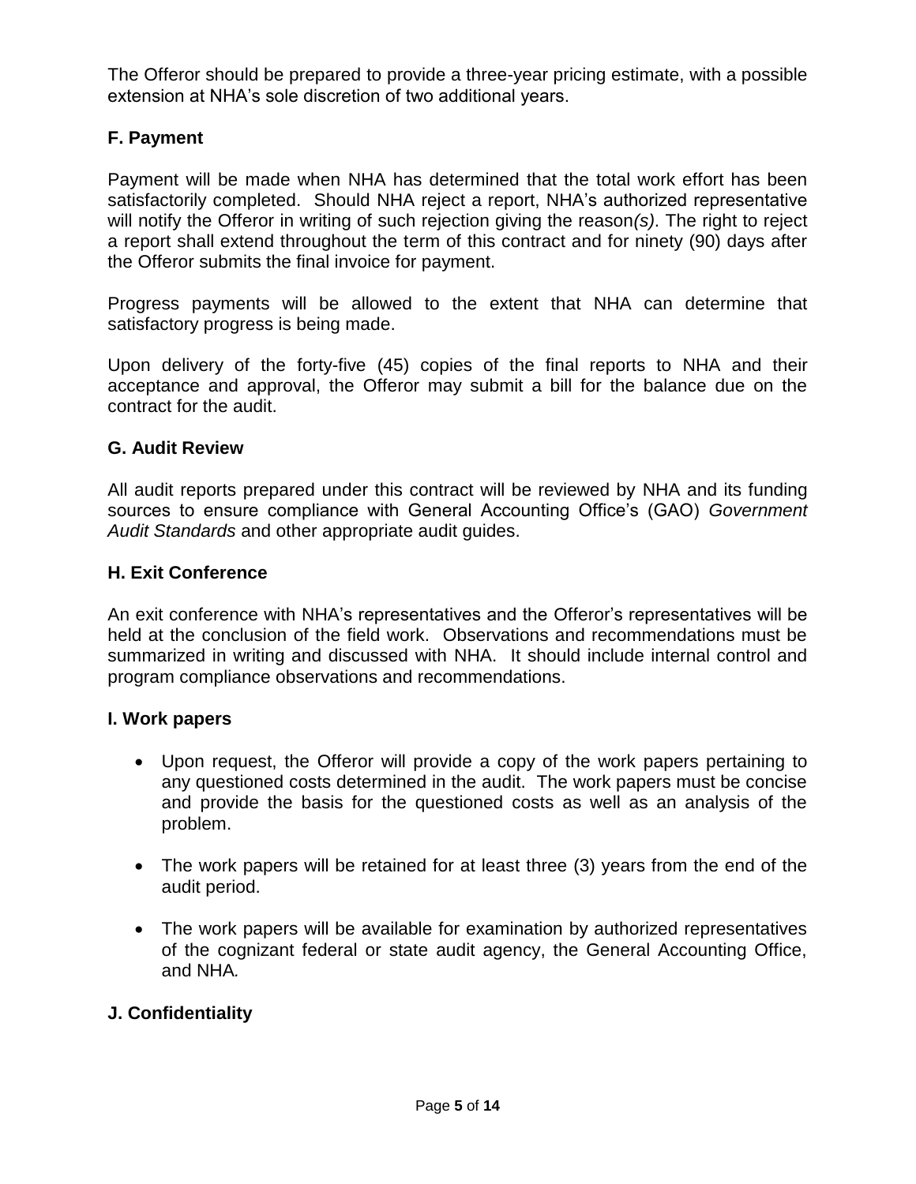The Offeror should be prepared to provide a three-year pricing estimate, with a possible extension at NHA's sole discretion of two additional years.

### F. Payment

Payment will be made when NHA has determined that the total work effort has been satisfactorily completed. Should NHA reject a report, NHA's authorized representative will notify the Offeror in writing of such rejection giving the reason*(s)*. The right to reject a report shall extend throughout the term of this contract and for ninety (90) days after the Offeror submits the final invoice for payment.

Progress payments will be allowed to the extent that NHA can determine that satisfactory progress is being made.

Upon delivery of the forty-five (45) copies of the final reports to NHA and their acceptance and approval, the Offeror may submit a bill for the balance due on the contract for the audit.

### G. Audit Review

All audit reports prepared under this contract will be reviewed by NHA and its funding sources to ensure compliance with General Accounting Office's (GAO) *Government Audit Standards* and other appropriate audit guides.

### H. Exit Conference

An exit conference with NHA's representatives and the Offeror's representatives will be held at the conclusion of the field work. Observations and recommendations must be summarized in writing and discussed with NHA. It should include internal control and program compliance observations and recommendations.

### I. Work papers

- Upon request, the Offeror will provide a copy of the work papers pertaining to any questioned costs determined in the audit. The work papers must be concise and provide the basis for the questioned costs as well as an analysis of the problem.

- The work papers will be retained for at least three (3) years from the end of the audit period.

- The work papers will be available for examination by authorized representatives of the cognizant federal or state audit agency, the General Accounting Office, and NHA.

### J. Confidentiality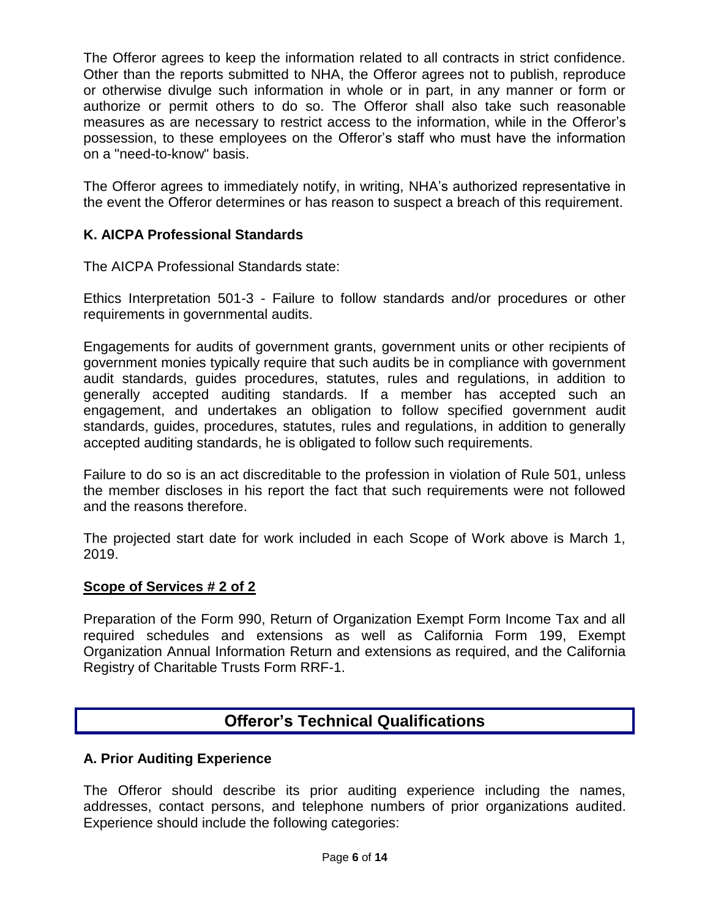The Offeror agrees to keep the information related to all contracts in strict confidence. Other than the reports submitted to NHA, the Offeror agrees not to publish, reproduce or otherwise divulge such information in whole or in part, in any manner or form or authorize or permit others to do so. The Offeror shall also take such reasonable measures as are necessary to restrict access to the information, while in the Offeror's possession, to these employees on the Offeror's staff who must have the information on a "need-to-know" basis.

The Offeror agrees to immediately notify, in writing, NHA's authorized representative in the event the Offeror determines or has reason to suspect a breach of this requirement.

### K. AICPA Professional Standards

The AICPA Professional Standards state:

Ethics Interpretation 501-3 - Failure to follow standards and/or procedures or other requirements in governmental audits.

Engagements for audits of government grants, government units or other recipients of government monies typically require that such audits be in compliance with government audit standards, guides procedures, statutes, rules and regulations, in addition to generally accepted auditing standards. If a member has accepted such an engagement, and undertakes an obligation to follow specified government audit standards, guides, procedures, statutes, rules and regulations, in addition to generally accepted auditing standards, he is obligated to follow such requirements.

Failure to do so is an act discreditable to the profession in violation of Rule 501, unless the member discloses in his report the fact that such requirements were not followed and the reasons therefore.

The projected start date for work included in each Scope of Work above is March 1, 2019.

### Scope of Services # 2 of 2

Preparation of the Form 990, Return of Organization Exempt Form Income Tax and all required schedules and extensions as well as California Form 199, Exempt Organization Annual Information Return and extensions as required, and the California Registry of Charitable Trusts Form RRF-1.

## Offeror's Technical Qualifications

### A. Prior Auditing Experience

The Offeror should describe its prior auditing experience including the names, addresses, contact persons, and telephone numbers of prior organizations audited. Experience should include the following categories: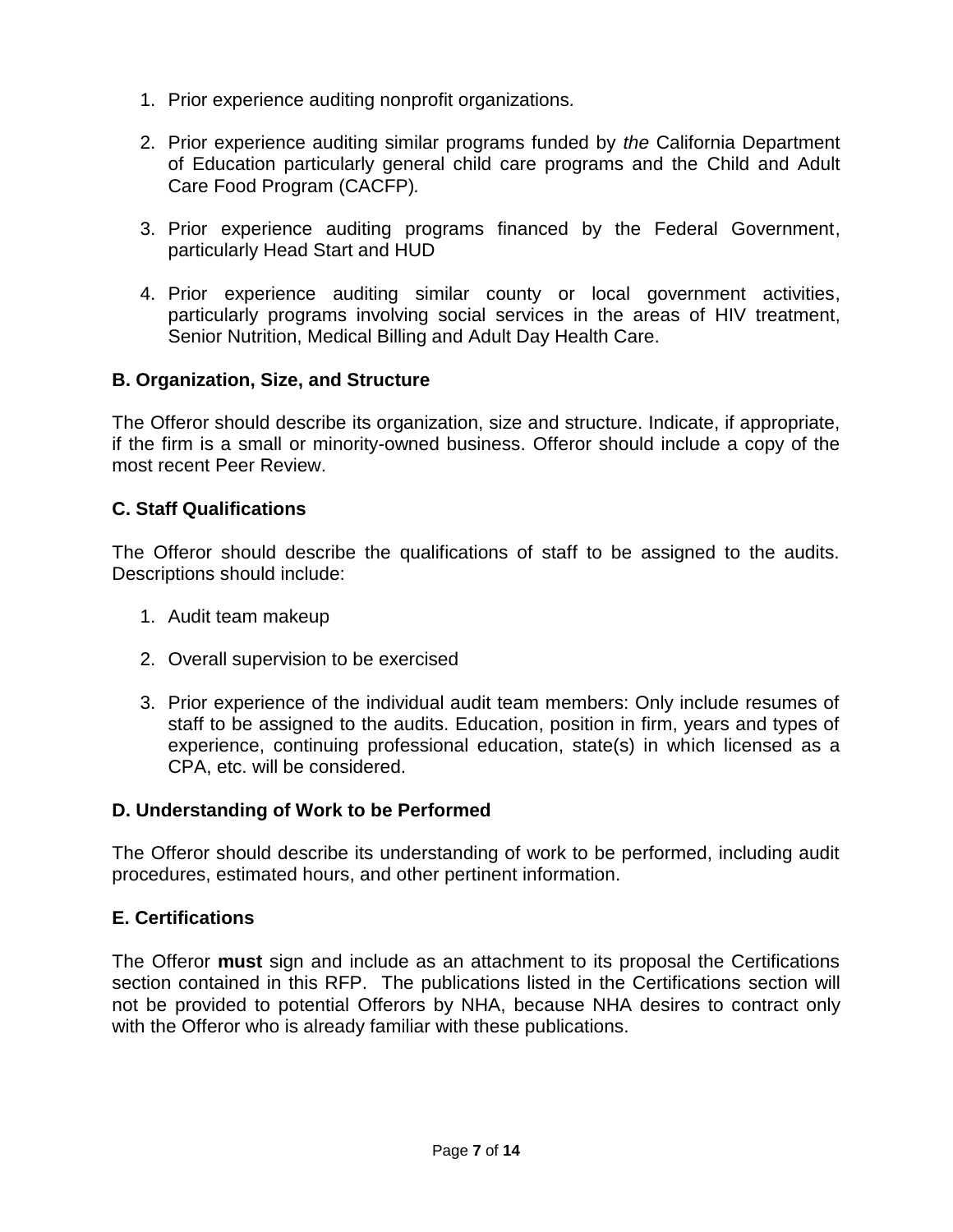1. Prior experience auditing nonprofit organizations.

2. Prior experience auditing similar programs funded by *the* California Department of Education particularly general child care programs and the Child and Adult Care Food Program (CACFP).

3. Prior experience auditing programs financed by the Federal Government, particularly Head Start and HUD

4. Prior experience auditing similar county or local government activities, particularly programs involving social services in the areas of HIV treatment, Senior Nutrition, Medical Billing and Adult Day Health Care.

**B. Organization, Size, and Structure**

The Offeror should describe its organization, size and structure. Indicate, if appropriate, if the firm is a small or minority-owned business. Offeror should include a copy of the most recent Peer Review.

**C. Staff Qualifications**

The Offeror should describe the qualifications of staff to be assigned to the audits. Descriptions should include:

1. Audit team makeup

2. Overall supervision to be exercised

3. Prior experience of the individual audit team members: Only include resumes of staff to be assigned to the audits. Education, position in firm, years and types of experience, continuing professional education, state(s) in which licensed as a CPA, etc. will be considered.

**D. Understanding of Work to be Performed**

The Offeror should describe its understanding of work to be performed, including audit procedures, estimated hours, and other pertinent information.

**E. Certifications**

The Offeror **must** sign and include as an attachment to its proposal the Certifications section contained in this RFP. The publications listed in the Certifications section will not be provided to potential Offerors by NHA, because NHA desires to contract only with the Offeror who is already familiar with these publications.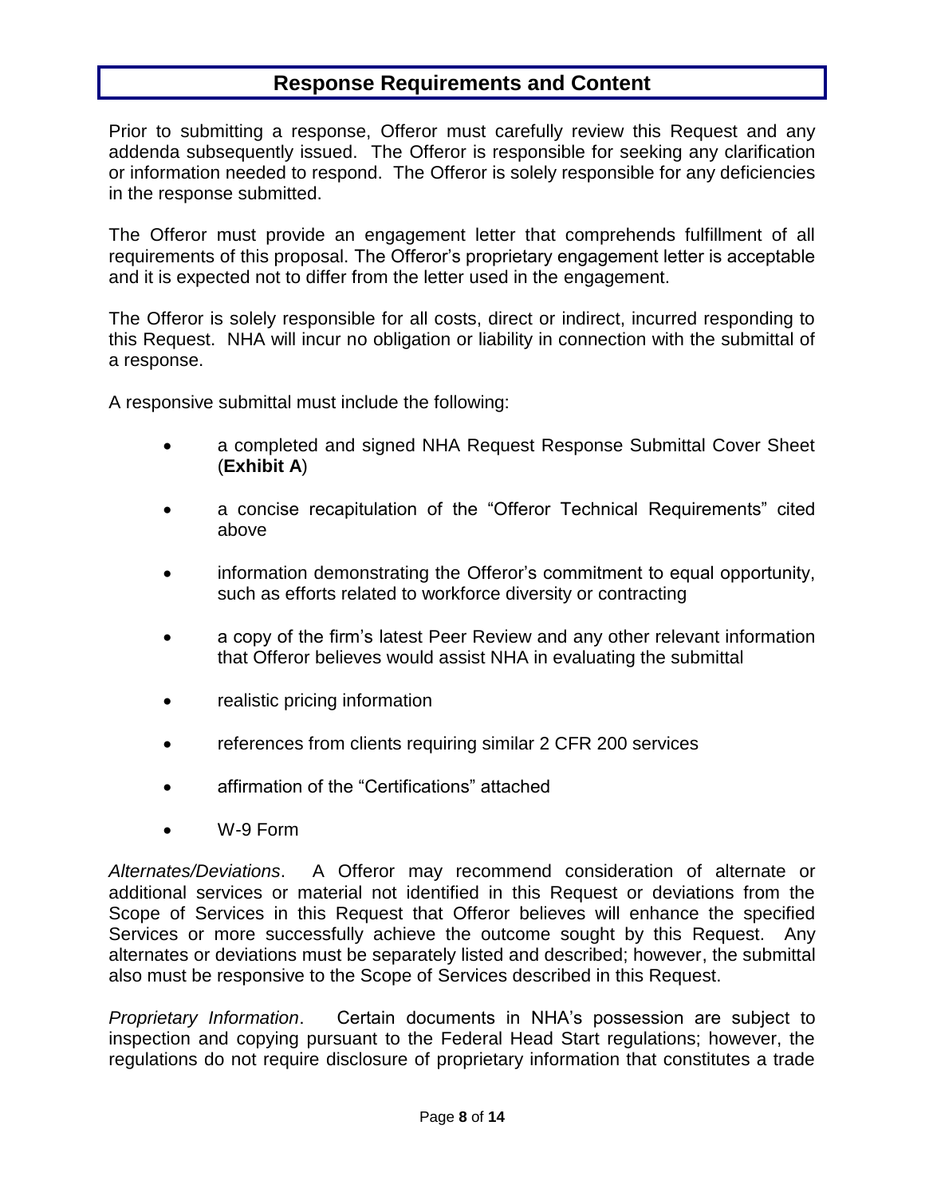## Response Requirements and Content

Prior to submitting a response, Offeror must carefully review this Request and any addenda subsequently issued. The Offeror is responsible for seeking any clarification or information needed to respond. The Offeror is solely responsible for any deficiencies in the response submitted.

The Offeror must provide an engagement letter that comprehends fulfillment of all requirements of this proposal. The Offeror's proprietary engagement letter is acceptable and it is expected not to differ from the letter used in the engagement.

The Offeror is solely responsible for all costs, direct or indirect, incurred responding to this Request. NHA will incur no obligation or liability in connection with the submittal of a response.

A responsive submittal must include the following:

- a completed and signed NHA Request Response Submittal Cover Sheet (**Exhibit A**)
- a concise recapitulation of the "Offeror Technical Requirements" cited above
- information demonstrating the Offeror's commitment to equal opportunity, such as efforts related to workforce diversity or contracting
- a copy of the firm's latest Peer Review and any other relevant information that Offeror believes would assist NHA in evaluating the submittal
- realistic pricing information
- references from clients requiring similar 2 CFR 200 services
- affirmation of the "Certifications" attached
- W-9 Form

*Alternates/Deviations*. A Offeror may recommend consideration of alternate or additional services or material not identified in this Request or deviations from the Scope of Services in this Request that Offeror believes will enhance the specified Services or more successfully achieve the outcome sought by this Request. Any alternates or deviations must be separately listed and described; however, the submittal also must be responsive to the Scope of Services described in this Request.

*Proprietary Information*. Certain documents in NHA's possession are subject to inspection and copying pursuant to the Federal Head Start regulations; however, the regulations do not require disclosure of proprietary information that constitutes a trade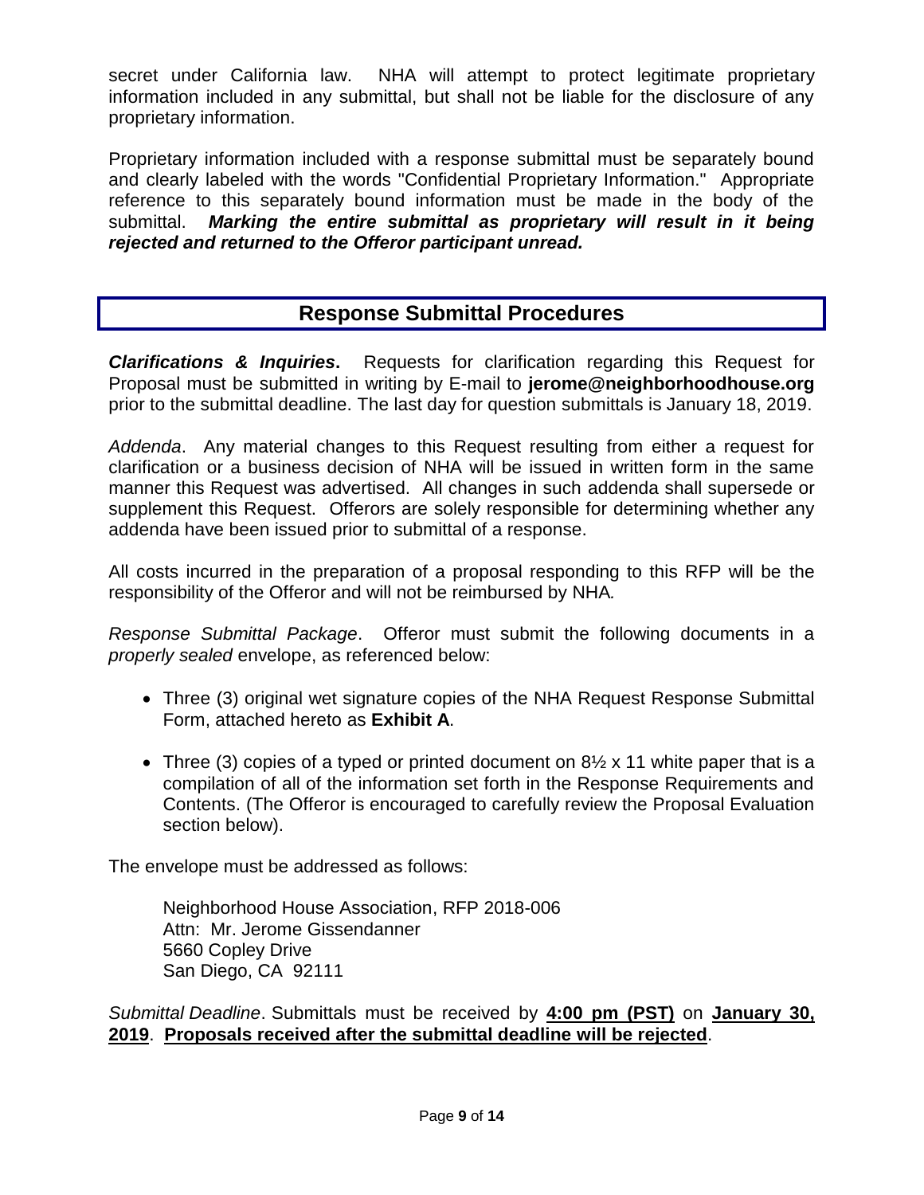secret under California law. NHA will attempt to protect legitimate proprietary information included in any submittal, but shall not be liable for the disclosure of any proprietary information.

Proprietary information included with a response submittal must be separately bound and clearly labeled with the words "Confidential Proprietary Information." Appropriate reference to this separately bound information must be made in the body of the submittal. ***Marking the entire submittal as proprietary will result in it being rejected and returned to the Offeror participant unread.***

## Response Submittal Procedures

***Clarifications & Inquiries*.** Requests for clarification regarding this Request for Proposal must be submitted in writing by E-mail to **jerome@neighborhoodhouse.org** prior to the submittal deadline. The last day for question submittals is January 18, 2019.

*Addenda*. Any material changes to this Request resulting from either a request for clarification or a business decision of NHA will be issued in written form in the same manner this Request was advertised. All changes in such addenda shall supersede or supplement this Request. Offerors are solely responsible for determining whether any addenda have been issued prior to submittal of a response.

All costs incurred in the preparation of a proposal responding to this RFP will be the responsibility of the Offeror and will not be reimbursed by NHA.

*Response Submittal Package*. Offeror must submit the following documents in a *properly sealed* envelope, as referenced below:

- Three (3) original wet signature copies of the NHA Request Response Submittal Form, attached hereto as **Exhibit A**.
- Three (3) copies of a typed or printed document on 8½ x 11 white paper that is a compilation of all of the information set forth in the Response Requirements and Contents. (The Offeror is encouraged to carefully review the Proposal Evaluation section below).

The envelope must be addressed as follows:

Neighborhood House Association, RFP 2018-006
Attn: Mr. Jerome Gissendanner
5660 Copley Drive
San Diego, CA 92111

*Submittal Deadline*. Submittals must be received by **4:00 pm (PST)** on **January 30, 2019**. **Proposals received after the submittal deadline will be rejected**.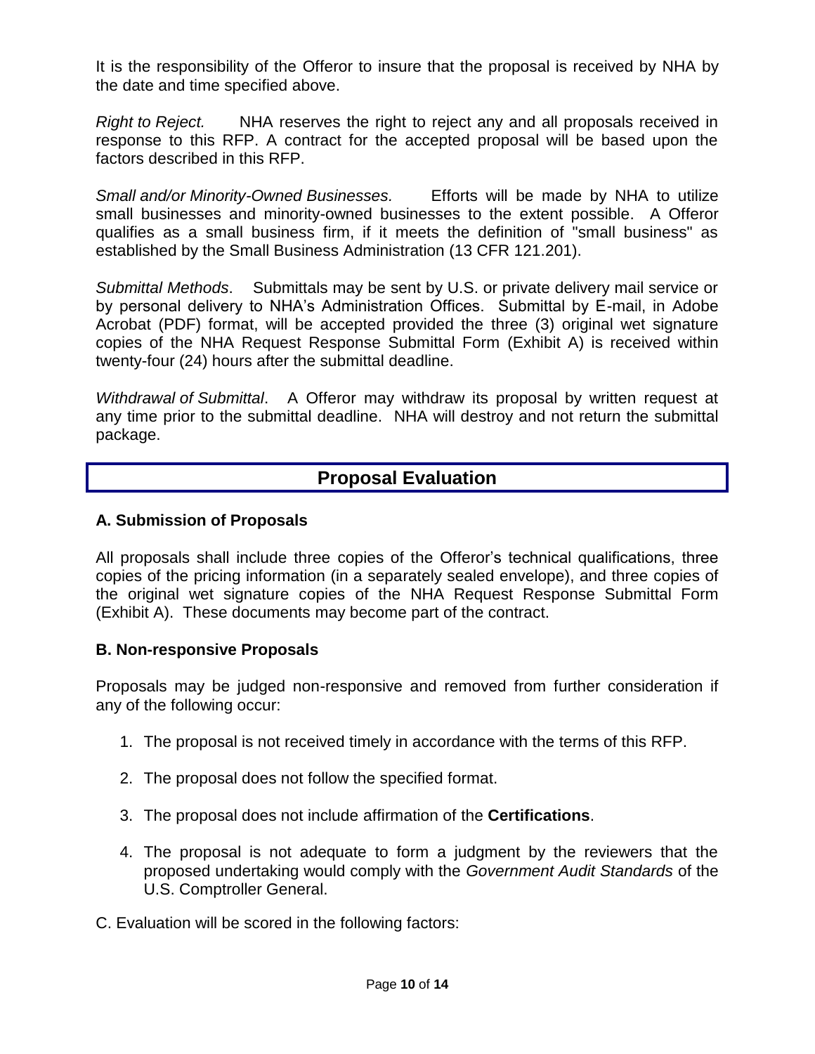It is the responsibility of the Offeror to insure that the proposal is received by NHA by the date and time specified above.

*Right to Reject.* NHA reserves the right to reject any and all proposals received in response to this RFP. A contract for the accepted proposal will be based upon the factors described in this RFP.

*Small and/or Minority-Owned Businesses.* Efforts will be made by NHA to utilize small businesses and minority-owned businesses to the extent possible. A Offeror qualifies as a small business firm, if it meets the definition of "small business" as established by the Small Business Administration (13 CFR 121.201).

*Submittal Methods*. Submittals may be sent by U.S. or private delivery mail service or by personal delivery to NHA's Administration Offices. Submittal by E-mail, in Adobe Acrobat (PDF) format, will be accepted provided the three (3) original wet signature copies of the NHA Request Response Submittal Form (Exhibit A) is received within twenty-four (24) hours after the submittal deadline.

*Withdrawal of Submittal*. A Offeror may withdraw its proposal by written request at any time prior to the submittal deadline. NHA will destroy and not return the submittal package.

## Proposal Evaluation

### A. Submission of Proposals

All proposals shall include three copies of the Offeror's technical qualifications, three copies of the pricing information (in a separately sealed envelope), and three copies of the original wet signature copies of the NHA Request Response Submittal Form (Exhibit A). These documents may become part of the contract.

### B. Non-responsive Proposals

Proposals may be judged non-responsive and removed from further consideration if any of the following occur:

1. The proposal is not received timely in accordance with the terms of this RFP.
2. The proposal does not follow the specified format.
3. The proposal does not include affirmation of the **Certifications**.
4. The proposal is not adequate to form a judgment by the reviewers that the proposed undertaking would comply with the *Government Audit Standards* of the U.S. Comptroller General.

C. Evaluation will be scored in the following factors: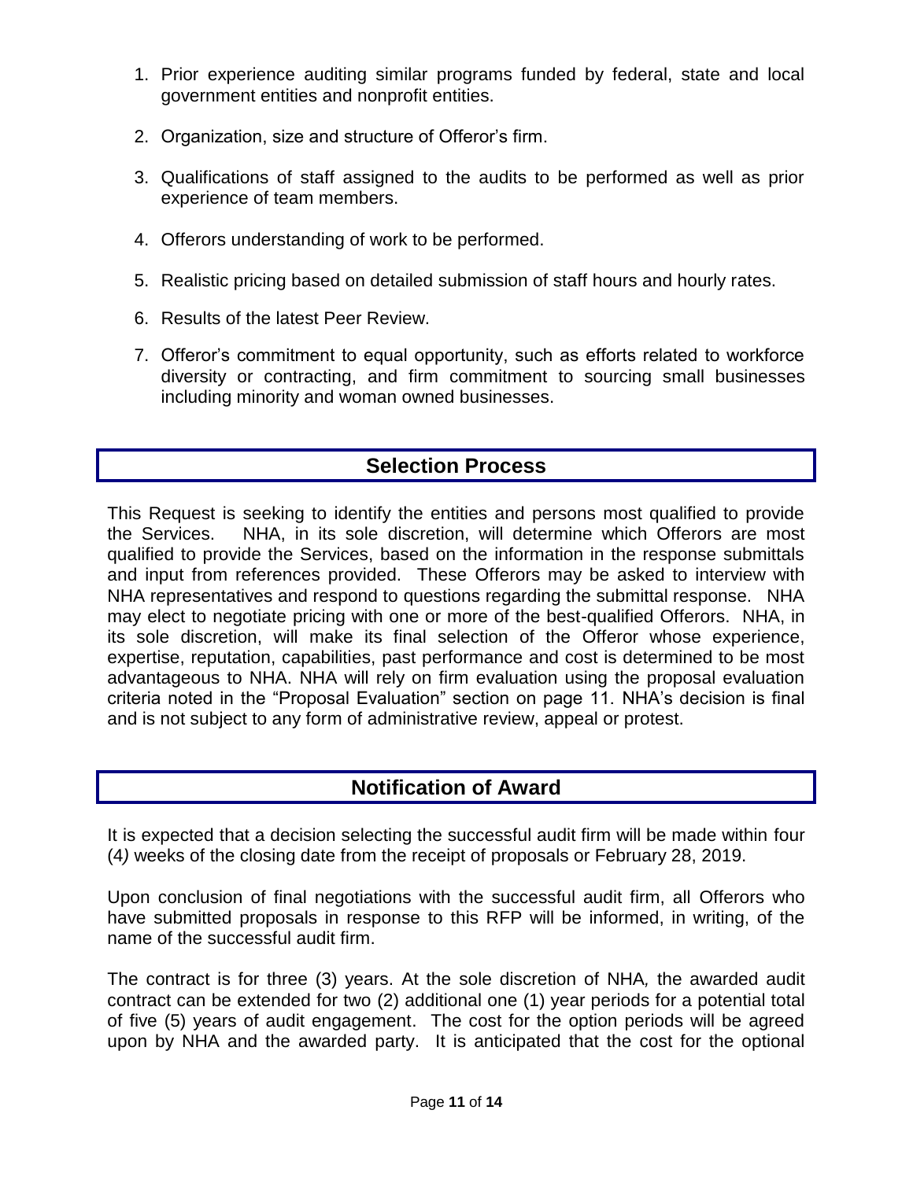1. Prior experience auditing similar programs funded by federal, state and local government entities and nonprofit entities.

2. Organization, size and structure of Offeror's firm.

3. Qualifications of staff assigned to the audits to be performed as well as prior experience of team members.

4. Offerors understanding of work to be performed.

5. Realistic pricing based on detailed submission of staff hours and hourly rates.

6. Results of the latest Peer Review.

7. Offeror's commitment to equal opportunity, such as efforts related to workforce diversity or contracting, and firm commitment to sourcing small businesses including minority and woman owned businesses.

## Selection Process

This Request is seeking to identify the entities and persons most qualified to provide the Services. NHA, in its sole discretion, will determine which Offerors are most qualified to provide the Services, based on the information in the response submittals and input from references provided. These Offerors may be asked to interview with NHA representatives and respond to questions regarding the submittal response. NHA may elect to negotiate pricing with one or more of the best-qualified Offerors. NHA, in its sole discretion, will make its final selection of the Offeror whose experience, expertise, reputation, capabilities, past performance and cost is determined to be most advantageous to NHA. NHA will rely on firm evaluation using the proposal evaluation criteria noted in the "Proposal Evaluation" section on page 11. NHA's decision is final and is not subject to any form of administrative review, appeal or protest.

## Notification of Award

It is expected that a decision selecting the successful audit firm will be made within four (4) weeks of the closing date from the receipt of proposals or February 28, 2019.

Upon conclusion of final negotiations with the successful audit firm, all Offerors who have submitted proposals in response to this RFP will be informed, in writing, of the name of the successful audit firm.

The contract is for three (3) years. At the sole discretion of NHA*,* the awarded audit contract can be extended for two (2) additional one (1) year periods for a potential total of five (5) years of audit engagement. The cost for the option periods will be agreed upon by NHA and the awarded party. It is anticipated that the cost for the optional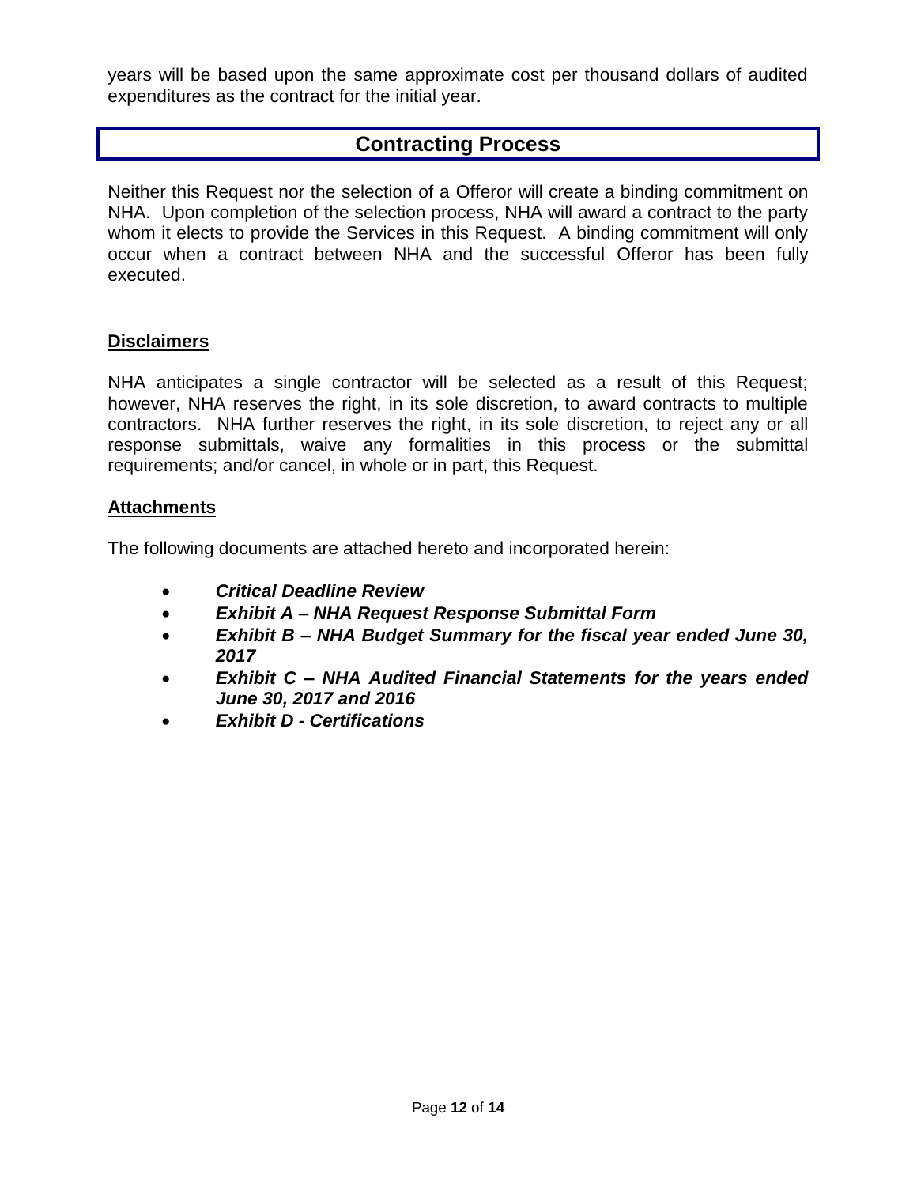years will be based upon the same approximate cost per thousand dollars of audited expenditures as the contract for the initial year.

## Contracting Process

Neither this Request nor the selection of a Offeror will create a binding commitment on NHA. Upon completion of the selection process, NHA will award a contract to the party whom it elects to provide the Services in this Request. A binding commitment will only occur when a contract between NHA and the successful Offeror has been fully executed.

### Disclaimers

NHA anticipates a single contractor will be selected as a result of this Request; however, NHA reserves the right, in its sole discretion, to award contracts to multiple contractors. NHA further reserves the right, in its sole discretion, to reject any or all response submittals, waive any formalities in this process or the submittal requirements; and/or cancel, in whole or in part, this Request.

### Attachments

The following documents are attached hereto and incorporated herein:

- ***Critical Deadline Review***
- ***Exhibit A – NHA Request Response Submittal Form***
- ***Exhibit B – NHA Budget Summary for the fiscal year ended June 30, 2017***
- ***Exhibit C – NHA Audited Financial Statements for the years ended June 30, 2017 and 2016***
- ***Exhibit D - Certifications***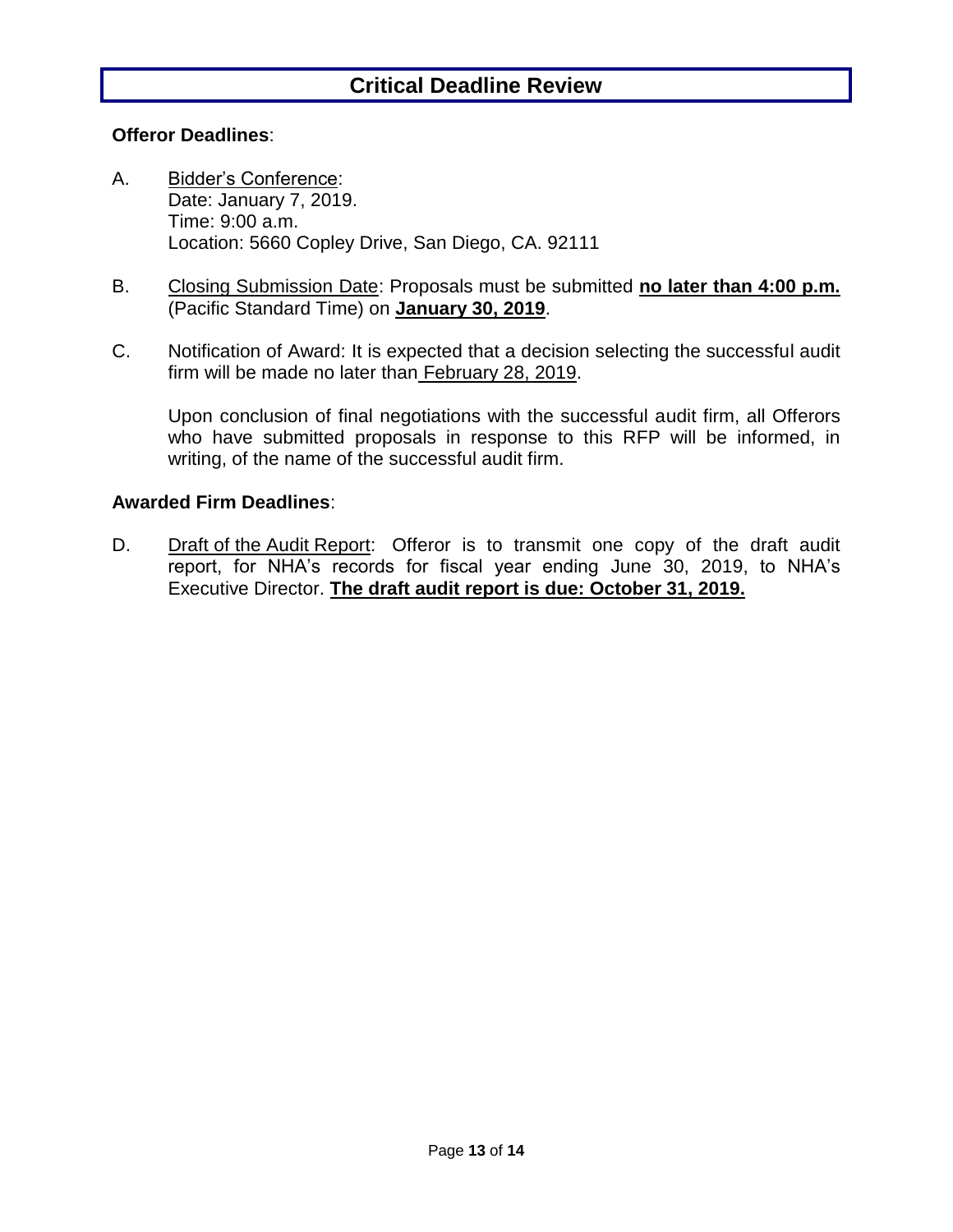# Critical Deadline Review

**Offeror Deadlines**:

A. Bidder's Conference:
Date: January 7, 2019.
Time: 9:00 a.m.
Location: 5660 Copley Drive, San Diego, CA. 92111

B. Closing Submission Date: Proposals must be submitted **no later than 4:00 p.m.** (Pacific Standard Time) on **January 30, 2019**.

C. Notification of Award: It is expected that a decision selecting the successful audit firm will be made no later than February 28, 2019.

Upon conclusion of final negotiations with the successful audit firm, all Offerors who have submitted proposals in response to this RFP will be informed, in writing, of the name of the successful audit firm.

**Awarded Firm Deadlines**:

D. Draft of the Audit Report: Offeror is to transmit one copy of the draft audit report, for NHA's records for fiscal year ending June 30, 2019, to NHA's Executive Director. **The draft audit report is due: October 31, 2019.**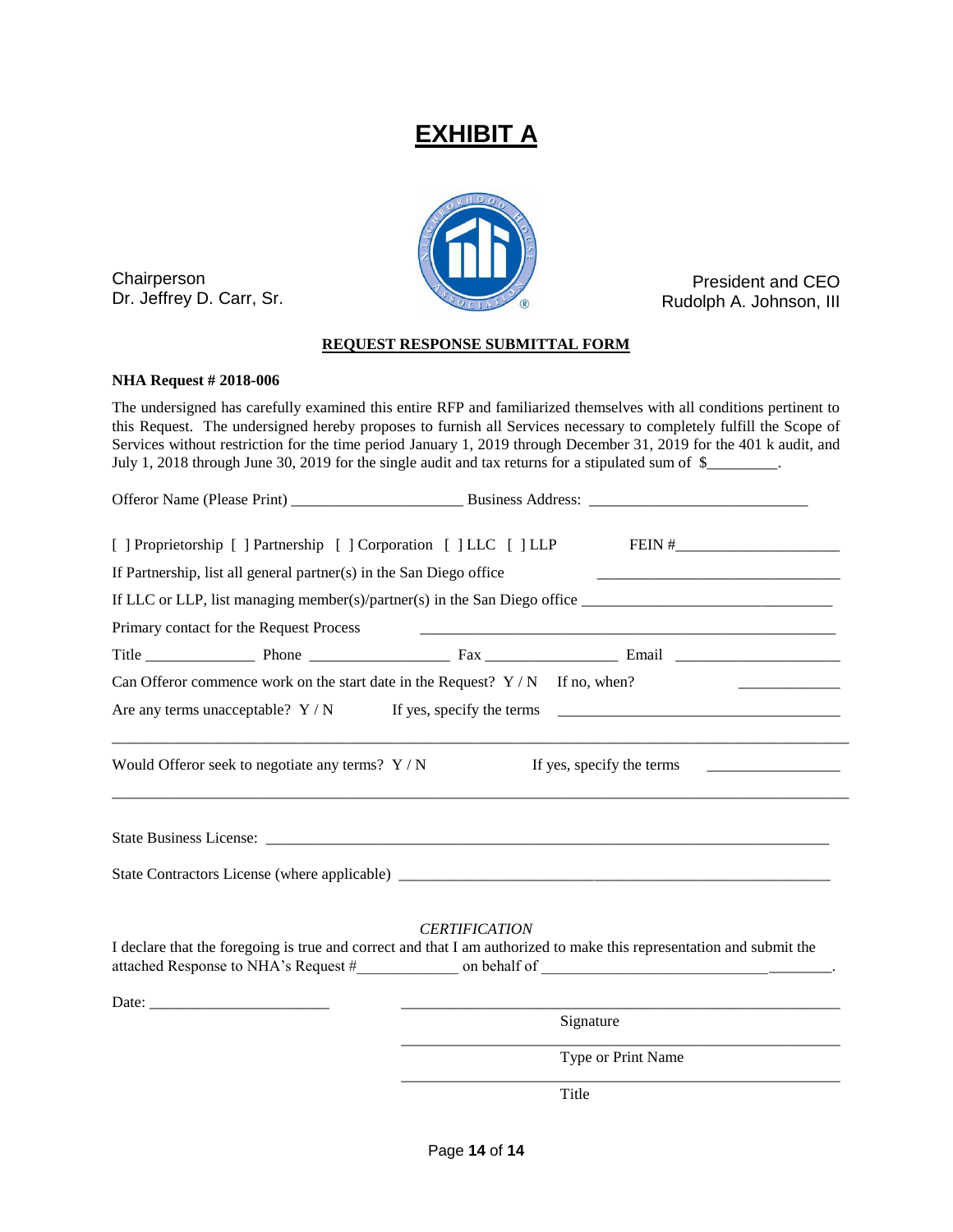# EXHIBIT A

Chairperson
Dr. Jeffrey D. Carr, Sr.

President and CEO
Rudolph A. Johnson, III

**REQUEST RESPONSE SUBMITTAL FORM**

**NHA Request # 2018-006**

The undersigned has carefully examined this entire RFP and familiarized themselves with all conditions pertinent to this Request. The undersigned hereby proposes to furnish all Services necessary to completely fulfill the Scope of Services without restriction for the time period January 1, 2019 through December 31, 2019 for the 401 k audit, and July 1, 2018 through June 30, 2019 for the single audit and tax returns for a stipulated sum of $_________.

Offeror Name (Please Print) ______________________ Business Address: ____________________________

[ ] Proprietorship [ ] Partnership [ ] Corporation [ ] LLC [ ] LLP FEIN #_____________________

If Partnership, list all general partner(s) in the San Diego office _______________________________

If LLC or LLP, list managing member(s)/partner(s) in the San Diego office ________________________________

Primary contact for the Request Process _______________________________________________________

Title ______________ Phone __________________ Fax _________________ Email _____________________

Can Offeror commence work on the start date in the Request? Y / N If no, when? _____________

Are any terms unacceptable? Y / N If yes, specify the terms ____________________________________

_______________________________________________________________________________________________

Would Offeror seek to negotiate any terms? Y / N If yes, specify the terms _________________

_______________________________________________________________________________________________

State Business License: ______________________________________________________________________________

State Contractors License (where applicable) ______________________________________________________

*CERTIFICATION*

I declare that the foregoing is true and correct and that I am authorized to make this representation and submit the attached Response to NHA's Request #_____________ on behalf of _____________________________________.

Date: _______________________

_______________________________________________________
Signature

_______________________________________________________
Type or Print Name

_______________________________________________________
Title